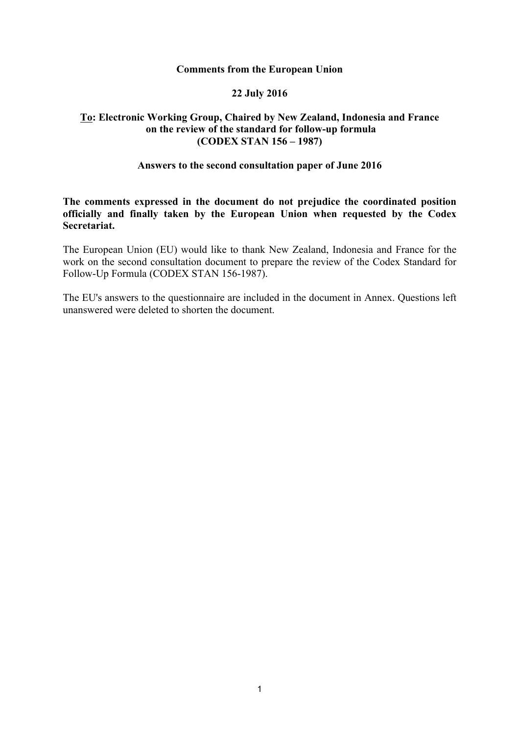**Comments from the European Union**

**22 July 2016**

**<u>To</u>: Electronic Working Group, Chaired by New Zealand, Indonesia and France on the review of the standard for follow-up formula (CODEX STAN 156 – 1987)**

**Answers to the second consultation paper of June 2016**

**The comments expressed in the document do not prejudice the coordinated position officially and finally taken by the European Union when requested by the Codex Secretariat.**

The European Union (EU) would like to thank New Zealand, Indonesia and France for the work on the second consultation document to prepare the review of the Codex Standard for Follow-Up Formula (CODEX STAN 156-1987).

The EU's answers to the questionnaire are included in the document in Annex. Questions left unanswered were deleted to shorten the document.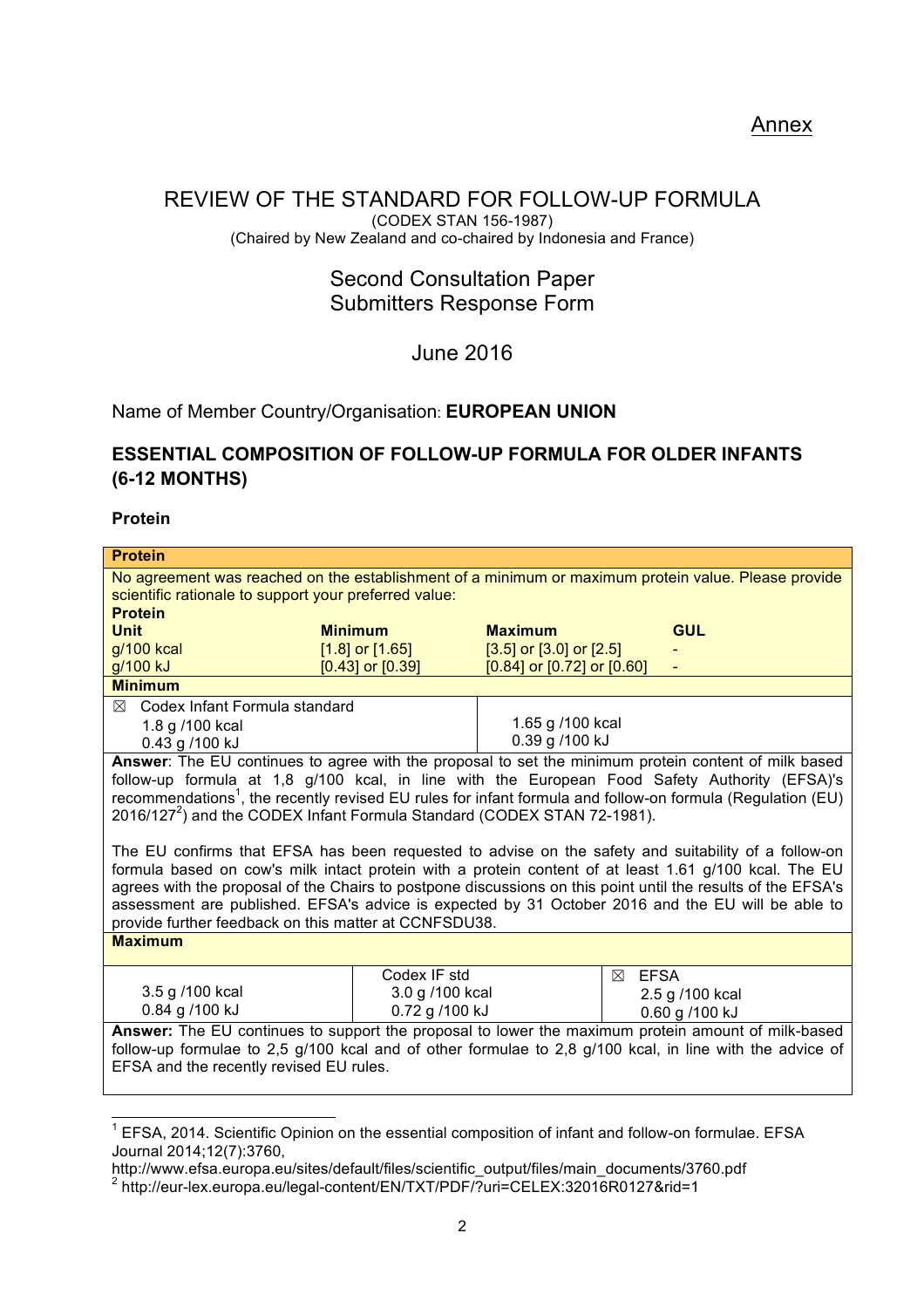Annex

# REVIEW OF THE STANDARD FOR FOLLOW-UP FORMULA

(CODEX STAN 156-1987)
(Chaired by New Zealand and co-chaired by Indonesia and France)

## Second Consultation Paper
## Submitters Response Form

June 2016

Name of Member Country/Organisation: **EUROPEAN UNION**

## ESSENTIAL COMPOSITION OF FOLLOW-UP FORMULA FOR OLDER INFANTS (6-12 MONTHS)

### Protein

**Protein**

No agreement was reached on the establishment of a minimum or maximum protein value. Please provide scientific rationale to support your preferred value:

**Protein**

| Unit | Minimum | Maximum | GUL |
|---|---|---|---|
| g/100 kcal | [1.8] or [1.65] | [3.5] or [3.0] or [2.5] | - |
| g/100 kJ | [0.43] or [0.39] | [0.84] or [0.72] or [0.60] | - |

**Minimum**

| ☒ Codex Infant Formula standard<br>1.8 g /100 kcal<br>0.43 g /100 kJ | 1.65 g /100 kcal<br>0.39 g /100 kJ |
|---|---|

**Answer**: The EU continues to agree with the proposal to set the minimum protein content of milk based follow-up formula at 1,8 g/100 kcal, in line with the European Food Safety Authority (EFSA)'s recommendations[1], the recently revised EU rules for infant formula and follow-on formula (Regulation (EU) 2016/127[2]) and the CODEX Infant Formula Standard (CODEX STAN 72-1981).

The EU confirms that EFSA has been requested to advise on the safety and suitability of a follow-on formula based on cow's milk intact protein with a protein content of at least 1.61 g/100 kcal. The EU agrees with the proposal of the Chairs to postpone discussions on this point until the results of the EFSA's assessment are published. EFSA's advice is expected by 31 October 2016 and the EU will be able to provide further feedback on this matter at CCNFSDU38.

**Maximum**

| 3.5 g /100 kcal<br>0.84 g /100 kJ | Codex IF std<br>3.0 g /100 kcal<br>0.72 g /100 kJ | ☒ EFSA<br>2.5 g /100 kcal<br>0.60 g /100 kJ |
|---|---|---|

**Answer:** The EU continues to support the proposal to lower the maximum protein amount of milk-based follow-up formulae to 2,5 g/100 kcal and of other formulae to 2,8 g/100 kcal, in line with the advice of EFSA and the recently revised EU rules.

---

[1] EFSA, 2014. Scientific Opinion on the essential composition of infant and follow-on formulae. EFSA Journal 2014;12(7):3760, http://www.efsa.europa.eu/sites/default/files/scientific_output/files/main_documents/3760.pdf

[2] http://eur-lex.europa.eu/legal-content/EN/TXT/PDF/?uri=CELEX:32016R0127&rid=1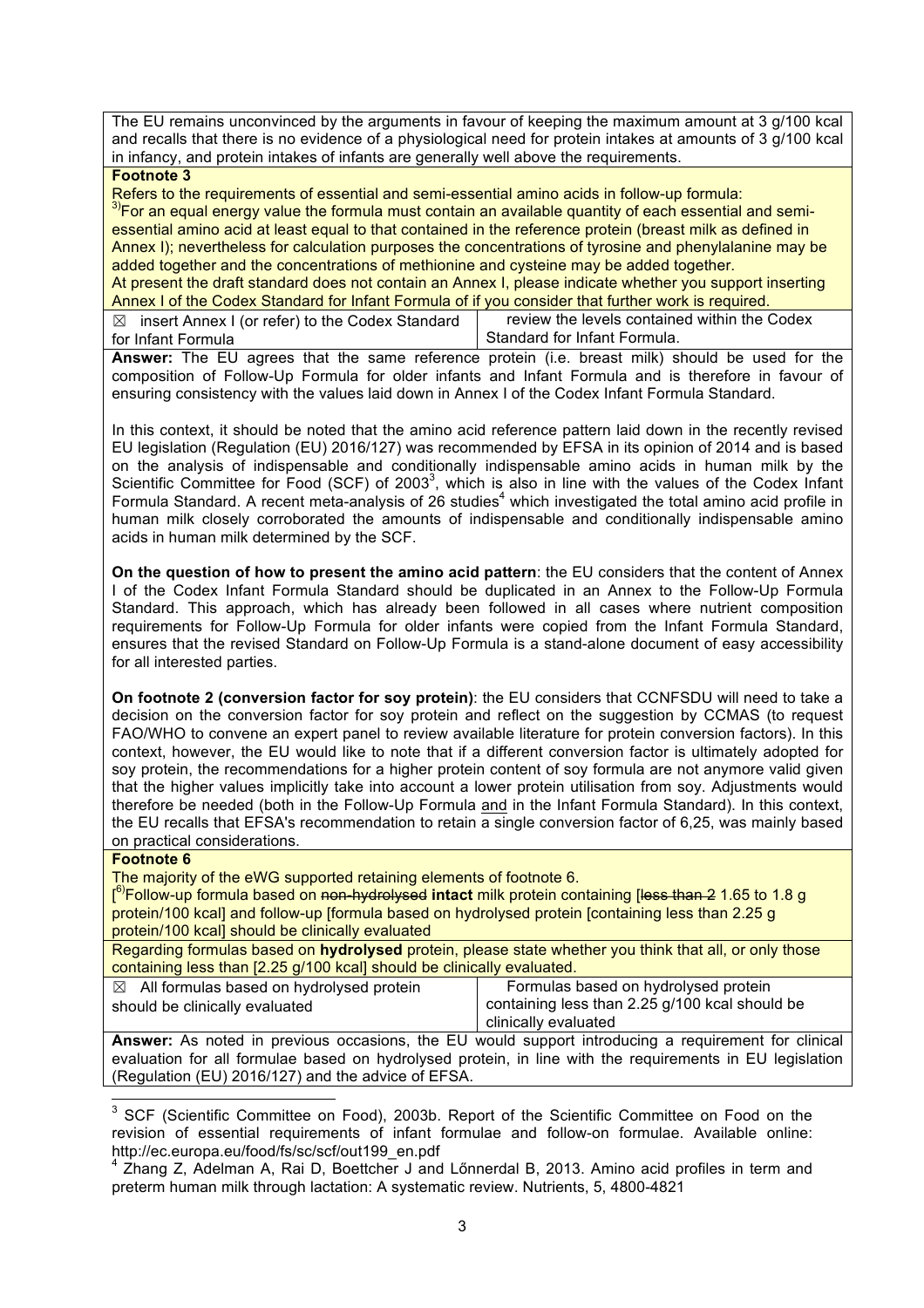The EU remains unconvinced by the arguments in favour of keeping the maximum amount at 3 g/100 kcal and recalls that there is no evidence of a physiological need for protein intakes at amounts of 3 g/100 kcal in infancy, and protein intakes of infants are generally well above the requirements.

**Footnote 3**

Refers to the requirements of essential and semi-essential amino acids in follow-up formula:

[3)]For an equal energy value the formula must contain an available quantity of each essential and semi-essential amino acid at least equal to that contained in the reference protein (breast milk as defined in Annex I); nevertheless for calculation purposes the concentrations of tyrosine and phenylalanine may be added together and the concentrations of methionine and cysteine may be added together.

At present the draft standard does not contain an Annex I, please indicate whether you support inserting Annex I of the Codex Standard for Infant Formula of if you consider that further work is required.

| | |
|---|---|
| ☒ insert Annex I (or refer) to the Codex Standard for Infant Formula | review the levels contained within the Codex Standard for Infant Formula. |

**Answer:** The EU agrees that the same reference protein (i.e. breast milk) should be used for the composition of Follow-Up Formula for older infants and Infant Formula and is therefore in favour of ensuring consistency with the values laid down in Annex I of the Codex Infant Formula Standard.

In this context, it should be noted that the amino acid reference pattern laid down in the recently revised EU legislation (Regulation (EU) 2016/127) was recommended by EFSA in its opinion of 2014 and is based on the analysis of indispensable and conditionally indispensable amino acids in human milk by the Scientific Committee for Food (SCF) of 2003[3], which is also in line with the values of the Codex Infant Formula Standard. A recent meta-analysis of 26 studies[4] which investigated the total amino acid profile in human milk closely corroborated the amounts of indispensable and conditionally indispensable amino acids in human milk determined by the SCF.

**On the question of how to present the amino acid pattern**: the EU considers that the content of Annex I of the Codex Infant Formula Standard should be duplicated in an Annex to the Follow-Up Formula Standard. This approach, which has already been followed in all cases where nutrient composition requirements for Follow-Up Formula for older infants were copied from the Infant Formula Standard, ensures that the revised Standard on Follow-Up Formula is a stand-alone document of easy accessibility for all interested parties.

**On footnote 2 (conversion factor for soy protein)**: the EU considers that CCNFSDU will need to take a decision on the conversion factor for soy protein and reflect on the suggestion by CCMAS (to request FAO/WHO to convene an expert panel to review available literature for protein conversion factors). In this context, however, the EU would like to note that if a different conversion factor is ultimately adopted for soy protein, the recommendations for a higher protein content of soy formula are not anymore valid given that the higher values implicitly take into account a lower protein utilisation from soy. Adjustments would therefore be needed (both in the Follow-Up Formula and in the Infant Formula Standard). In this context, the EU recalls that EFSA's recommendation to retain a single conversion factor of 6,25, was mainly based on practical considerations.

**Footnote 6**

The majority of the eWG supported retaining elements of footnote 6.

[[6)]Follow-up formula based on ~~non-hydrolysed~~ **intact** milk protein containing [~~less than 2~~ 1.65 to 1.8 g protein/100 kcal] and follow-up [formula based on hydrolysed protein [containing less than 2.25 g protein/100 kcal] should be clinically evaluated

Regarding formulas based on **hydrolysed** protein, please state whether you think that all, or only those containing less than [2.25 g/100 kcal] should be clinically evaluated.

| | |
|---|---|
| ☒ All formulas based on hydrolysed protein should be clinically evaluated | Formulas based on hydrolysed protein containing less than 2.25 g/100 kcal should be clinically evaluated |

**Answer:** As noted in previous occasions, the EU would support introducing a requirement for clinical evaluation for all formulae based on hydrolysed protein, in line with the requirements in EU legislation (Regulation (EU) 2016/127) and the advice of EFSA.

---

[3] SCF (Scientific Committee on Food), 2003b. Report of the Scientific Committee on Food on the revision of essential requirements of infant formulae and follow-on formulae. Available online: http://ec.europa.eu/food/fs/sc/scf/out199_en.pdf

[4] Zhang Z, Adelman A, Rai D, Boettcher J and Lőnnerdal B, 2013. Amino acid profiles in term and preterm human milk through lactation: A systematic review. Nutrients, 5, 4800-4821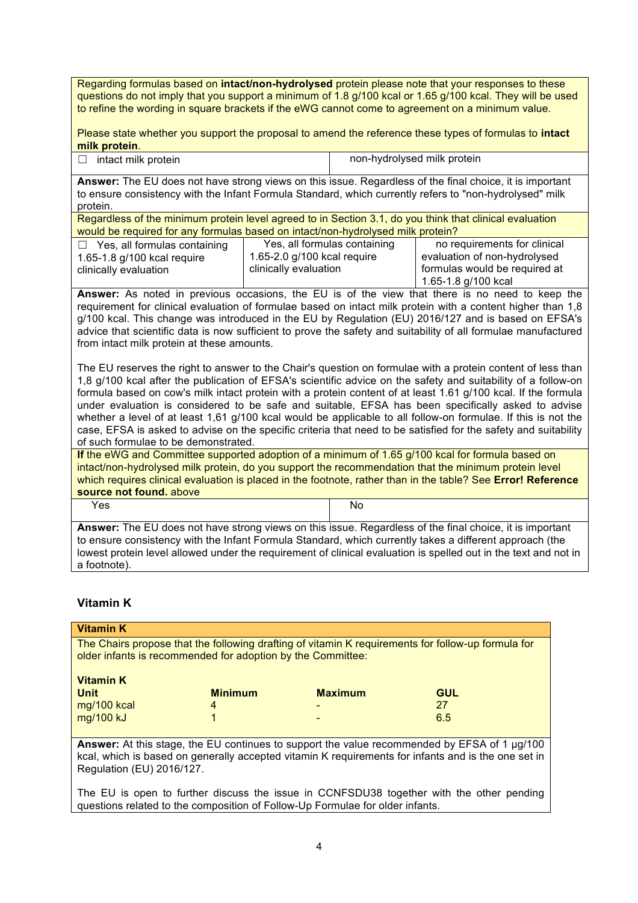Regarding formulas based on **intact/non-hydrolysed** protein please note that your responses to these questions do not imply that you support a minimum of 1.8 g/100 kcal or 1.65 g/100 kcal. They will be used to refine the wording in square brackets if the eWG cannot come to agreement on a minimum value.

Please state whether you support the proposal to amend the reference these types of formulas to **intact milk protein**.

| ☐ intact milk protein | non-hydrolysed milk protein |
|---|---|

**Answer:** The EU does not have strong views on this issue. Regardless of the final choice, it is important to ensure consistency with the Infant Formula Standard, which currently refers to "non-hydrolysed" milk protein.

Regardless of the minimum protein level agreed to in Section 3.1, do you think that clinical evaluation would be required for any formulas based on intact/non-hydrolysed milk protein?

| ☐ Yes, all formulas containing 1.65-1.8 g/100 kcal require clinically evaluation | Yes, all formulas containing 1.65-2.0 g/100 kcal require clinically evaluation | no requirements for clinical evaluation of non-hydrolysed formulas would be required at 1.65-1.8 g/100 kcal |
|---|---|---|

**Answer:** As noted in previous occasions, the EU is of the view that there is no need to keep the requirement for clinical evaluation of formulae based on intact milk protein with a content higher than 1,8 g/100 kcal. This change was introduced in the EU by Regulation (EU) 2016/127 and is based on EFSA's advice that scientific data is now sufficient to prove the safety and suitability of all formulae manufactured from intact milk protein at these amounts.

The EU reserves the right to answer to the Chair's question on formulae with a protein content of less than 1,8 g/100 kcal after the publication of EFSA's scientific advice on the safety and suitability of a follow-on formula based on cow's milk intact protein with a protein content of at least 1.61 g/100 kcal. If the formula under evaluation is considered to be safe and suitable, EFSA has been specifically asked to advise whether a level of at least 1,61 g/100 kcal would be applicable to all follow-on formulae. If this is not the case, EFSA is asked to advise on the specific criteria that need to be satisfied for the safety and suitability of such formulae to be demonstrated.

**If** the eWG and Committee supported adoption of a minimum of 1.65 g/100 kcal for formula based on intact/non-hydrolysed milk protein, do you support the recommendation that the minimum protein level which requires clinical evaluation is placed in the footnote, rather than in the table? See **Error! Reference source not found.** above

| Yes | No |
|---|---|

**Answer:** The EU does not have strong views on this issue. Regardless of the final choice, it is important to ensure consistency with the Infant Formula Standard, which currently takes a different approach (the lowest protein level allowed under the requirement of clinical evaluation is spelled out in the text and not in a footnote).

## Vitamin K

**Vitamin K**

The Chairs propose that the following drafting of vitamin K requirements for follow-up formula for older infants is recommended for adoption by the Committee:

**Vitamin K**

| Unit | Minimum | Maximum | GUL |
|---|---|---|---|
| mg/100 kcal | 4 | - | 27 |
| mg/100 kJ | 1 | - | 6.5 |

**Answer:** At this stage, the EU continues to support the value recommended by EFSA of 1 µg/100 kcal, which is based on generally accepted vitamin K requirements for infants and is the one set in Regulation (EU) 2016/127.

The EU is open to further discuss the issue in CCNFSDU38 together with the other pending questions related to the composition of Follow-Up Formulae for older infants.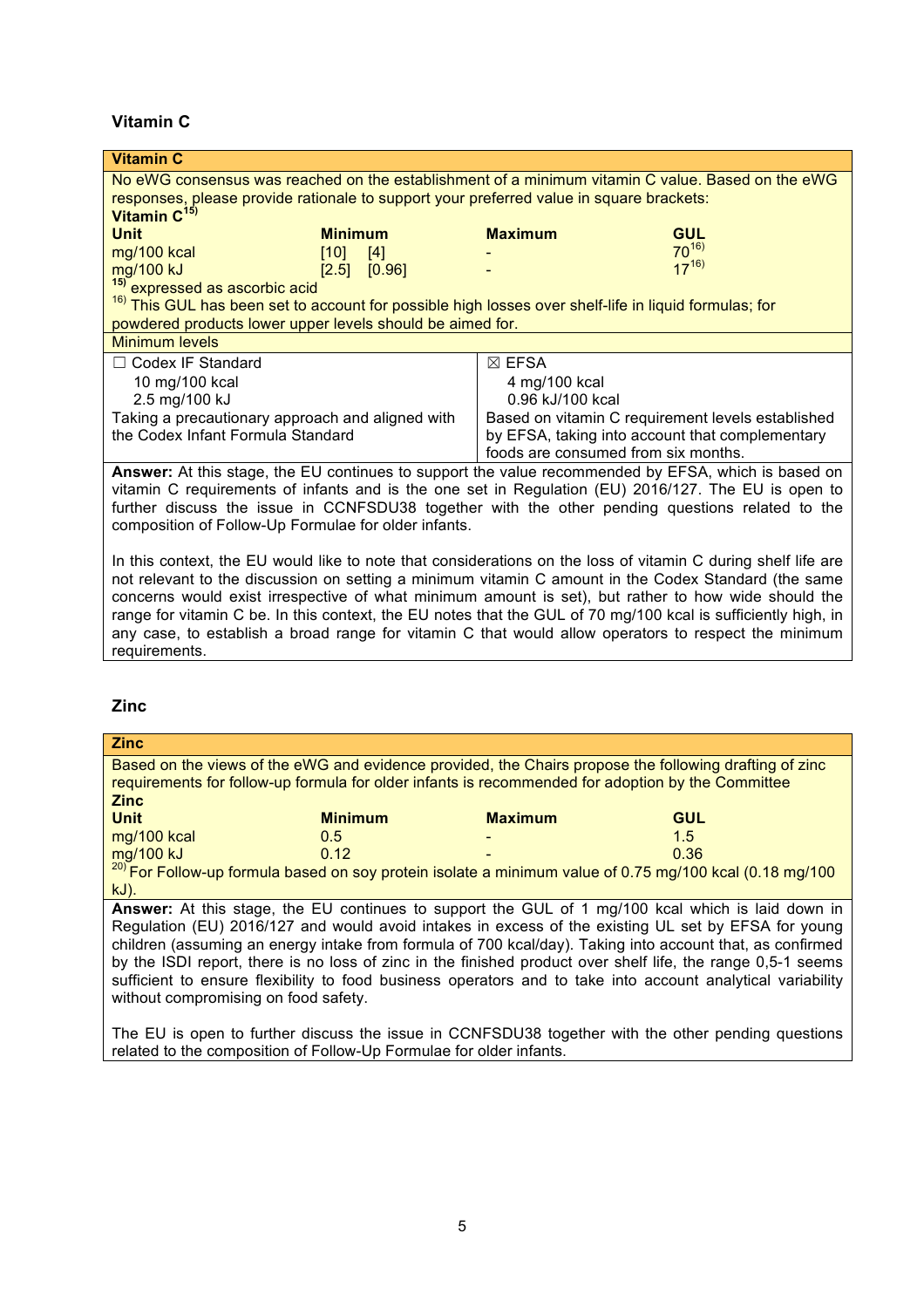### Vitamin C

**Vitamin C**

No eWG consensus was reached on the establishment of a minimum vitamin C value. Based on the eWG responses, please provide rationale to support your preferred value in square brackets:

**Vitamin C**[15]

| Unit | Minimum | Maximum | GUL |
|---|---|---|---|
| mg/100 kcal | [10] [4] | - | 70[16] |
| mg/100 kJ | [2.5] [0.96] | - | 17[16] |

[15] expressed as ascorbic acid

[16] This GUL has been set to account for possible high losses over shelf-life in liquid formulas; for powdered products lower upper levels should be aimed for.

Minimum levels

| ☐ Codex IF Standard | ☒ EFSA |
|---|---|
| 10 mg/100 kcal<br>2.5 mg/100 kJ<br>Taking a precautionary approach and aligned with the Codex Infant Formula Standard | 4 mg/100 kcal<br>0.96 kJ/100 kcal<br>Based on vitamin C requirement levels established by EFSA, taking into account that complementary foods are consumed from six months. |

**Answer:** At this stage, the EU continues to support the value recommended by EFSA, which is based on vitamin C requirements of infants and is the one set in Regulation (EU) 2016/127. The EU is open to further discuss the issue in CCNFSDU38 together with the other pending questions related to the composition of Follow-Up Formulae for older infants.

In this context, the EU would like to note that considerations on the loss of vitamin C during shelf life are not relevant to the discussion on setting a minimum vitamin C amount in the Codex Standard (the same concerns would exist irrespective of what minimum amount is set), but rather to how wide should the range for vitamin C be. In this context, the EU notes that the GUL of 70 mg/100 kcal is sufficiently high, in any case, to establish a broad range for vitamin C that would allow operators to respect the minimum requirements.

### Zinc

**Zinc**

Based on the views of the eWG and evidence provided, the Chairs propose the following drafting of zinc requirements for follow-up formula for older infants is recommended for adoption by the Committee

**Zinc**

| Unit | Minimum | Maximum | GUL |
|---|---|---|---|
| mg/100 kcal | 0.5 | - | 1.5 |
| mg/100 kJ | 0.12 | - | 0.36 |

[20] For Follow-up formula based on soy protein isolate a minimum value of 0.75 mg/100 kcal (0.18 mg/100 kJ).

**Answer:** At this stage, the EU continues to support the GUL of 1 mg/100 kcal which is laid down in Regulation (EU) 2016/127 and would avoid intakes in excess of the existing UL set by EFSA for young children (assuming an energy intake from formula of 700 kcal/day). Taking into account that, as confirmed by the ISDI report, there is no loss of zinc in the finished product over shelf life, the range 0,5-1 seems sufficient to ensure flexibility to food business operators and to take into account analytical variability without compromising on food safety.

The EU is open to further discuss the issue in CCNFSDU38 together with the other pending questions related to the composition of Follow-Up Formulae for older infants.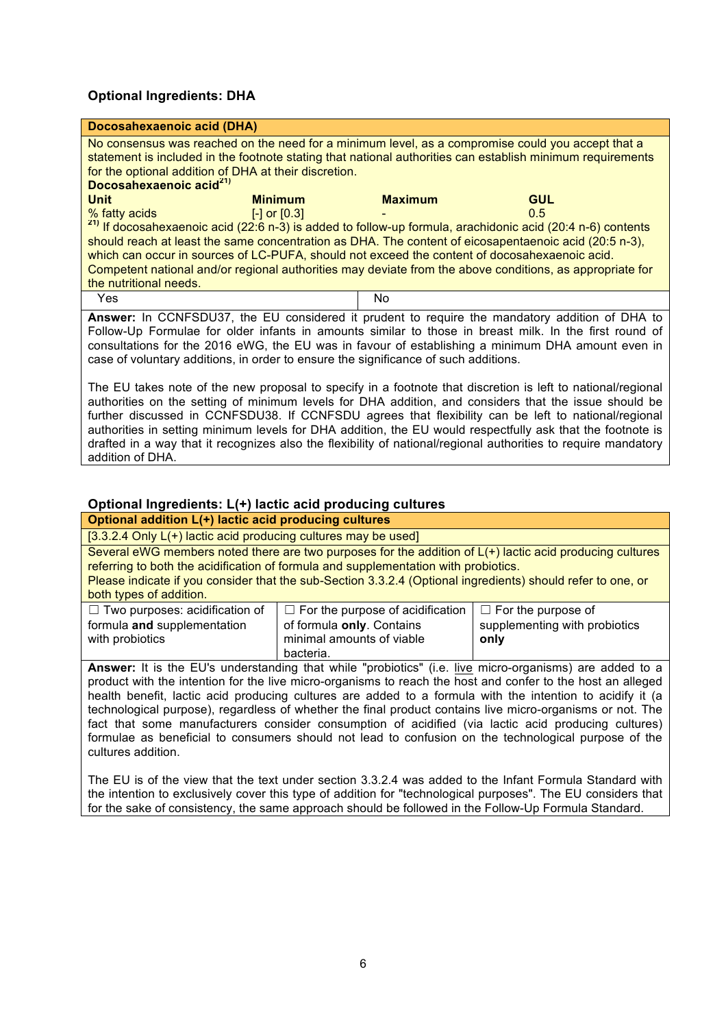### Optional Ingredients: DHA

**Docosahexaenoic acid (DHA)**

No consensus was reached on the need for a minimum level, as a compromise could you accept that a statement is included in the footnote stating that national authorities can establish minimum requirements for the optional addition of DHA at their discretion.

**Docosahexaenoic acid**[21)]

| Unit | Minimum | Maximum | GUL |
|---|---|---|---|
| % fatty acids | [-] or [0.3] | - | 0.5 |

[21)] If docosahexaenoic acid (22:6 n-3) is added to follow-up formula, arachidonic acid (20:4 n-6) contents should reach at least the same concentration as DHA. The content of eicosapentaenoic acid (20:5 n-3), which can occur in sources of LC-PUFA, should not exceed the content of docosahexaenoic acid. Competent national and/or regional authorities may deviate from the above conditions, as appropriate for the nutritional needs.

| Yes | No |
|---|---|

**Answer:** In CCNFSDU37, the EU considered it prudent to require the mandatory addition of DHA to Follow-Up Formulae for older infants in amounts similar to those in breast milk. In the first round of consultations for the 2016 eWG, the EU was in favour of establishing a minimum DHA amount even in case of voluntary additions, in order to ensure the significance of such additions.

The EU takes note of the new proposal to specify in a footnote that discretion is left to national/regional authorities on the setting of minimum levels for DHA addition, and considers that the issue should be further discussed in CCNFSDU38. If CCNFSDU agrees that flexibility can be left to national/regional authorities in setting minimum levels for DHA addition, the EU would respectfully ask that the footnote is drafted in a way that it recognizes also the flexibility of national/regional authorities to require mandatory addition of DHA.

### Optional Ingredients: L(+) lactic acid producing cultures

**Optional addition L(+) lactic acid producing cultures**

[3.3.2.4 Only L(+) lactic acid producing cultures may be used]

Several eWG members noted there are two purposes for the addition of L(+) lactic acid producing cultures referring to both the acidification of formula and supplementation with probiotics.
Please indicate if you consider that the sub-Section 3.3.2.4 (Optional ingredients) should refer to one, or both types of addition.

| ☐ Two purposes: acidification of formula **and** supplementation with probiotics | ☐ For the purpose of acidification of formula **only**. Contains minimal amounts of viable bacteria. | ☐ For the purpose of supplementing with probiotics **only** |
|---|---|---|

**Answer:** It is the EU's understanding that while "probiotics" (i.e. live micro-organisms) are added to a product with the intention for the live micro-organisms to reach the host and confer to the host an alleged health benefit, lactic acid producing cultures are added to a formula with the intention to acidify it (a technological purpose), regardless of whether the final product contains live micro-organisms or not. The fact that some manufacturers consider consumption of acidified (via lactic acid producing cultures) formulae as beneficial to consumers should not lead to confusion on the technological purpose of the cultures addition.

The EU is of the view that the text under section 3.3.2.4 was added to the Infant Formula Standard with the intention to exclusively cover this type of addition for "technological purposes". The EU considers that for the sake of consistency, the same approach should be followed in the Follow-Up Formula Standard.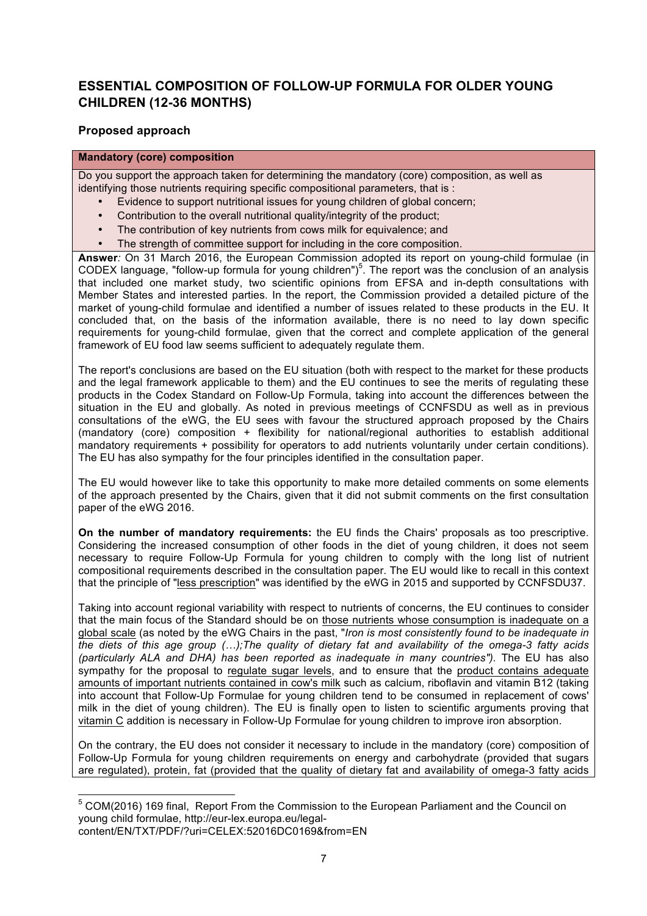## ESSENTIAL COMPOSITION OF FOLLOW-UP FORMULA FOR OLDER YOUNG CHILDREN (12-36 MONTHS)

### Proposed approach

**Mandatory (core) composition**

Do you support the approach taken for determining the mandatory (core) composition, as well as identifying those nutrients requiring specific compositional parameters, that is :

- Evidence to support nutritional issues for young children of global concern;
- Contribution to the overall nutritional quality/integrity of the product;
- The contribution of key nutrients from cows milk for equivalence; and
- The strength of committee support for including in the core composition.

**Answer***:* On 31 March 2016, the European Commission adopted its report on young-child formulae (in CODEX language, "follow-up formula for young children")[5]. The report was the conclusion of an analysis that included one market study, two scientific opinions from EFSA and in-depth consultations with Member States and interested parties. In the report, the Commission provided a detailed picture of the market of young-child formulae and identified a number of issues related to these products in the EU. It concluded that, on the basis of the information available, there is no need to lay down specific requirements for young-child formulae, given that the correct and complete application of the general framework of EU food law seems sufficient to adequately regulate them.

The report's conclusions are based on the EU situation (both with respect to the market for these products and the legal framework applicable to them) and the EU continues to see the merits of regulating these products in the Codex Standard on Follow-Up Formula, taking into account the differences between the situation in the EU and globally. As noted in previous meetings of CCNFSDU as well as in previous consultations of the eWG, the EU sees with favour the structured approach proposed by the Chairs (mandatory (core) composition + flexibility for national/regional authorities to establish additional mandatory requirements + possibility for operators to add nutrients voluntarily under certain conditions). The EU has also sympathy for the four principles identified in the consultation paper.

The EU would however like to take this opportunity to make more detailed comments on some elements of the approach presented by the Chairs, given that it did not submit comments on the first consultation paper of the eWG 2016.

**On the number of mandatory requirements:** the EU finds the Chairs' proposals as too prescriptive. Considering the increased consumption of other foods in the diet of young children, it does not seem necessary to require Follow-Up Formula for young children to comply with the long list of nutrient compositional requirements described in the consultation paper. The EU would like to recall in this context that the principle of "less prescription" was identified by the eWG in 2015 and supported by CCNFSDU37.

Taking into account regional variability with respect to nutrients of concerns, the EU continues to consider that the main focus of the Standard should be on those nutrients whose consumption is inadequate on a global scale (as noted by the eWG Chairs in the past, "*Iron is most consistently found to be inadequate in the diets of this age group (…);The quality of dietary fat and availability of the omega-3 fatty acids (particularly ALA and DHA) has been reported as inadequate in many countries").* The EU has also sympathy for the proposal to regulate sugar levels, and to ensure that the product contains adequate amounts of important nutrients contained in cow's milk such as calcium, riboflavin and vitamin B12 (taking into account that Follow-Up Formulae for young children tend to be consumed in replacement of cows' milk in the diet of young children). The EU is finally open to listen to scientific arguments proving that vitamin C addition is necessary in Follow-Up Formulae for young children to improve iron absorption.

On the contrary, the EU does not consider it necessary to include in the mandatory (core) composition of Follow-Up Formula for young children requirements on energy and carbohydrate (provided that sugars are regulated), protein, fat (provided that the quality of dietary fat and availability of omega-3 fatty acids

---

[5] COM(2016) 169 final, Report From the Commission to the European Parliament and the Council on young child formulae, http://eur-lex.europa.eu/legal-content/EN/TXT/PDF/?uri=CELEX:52016DC0169&from=EN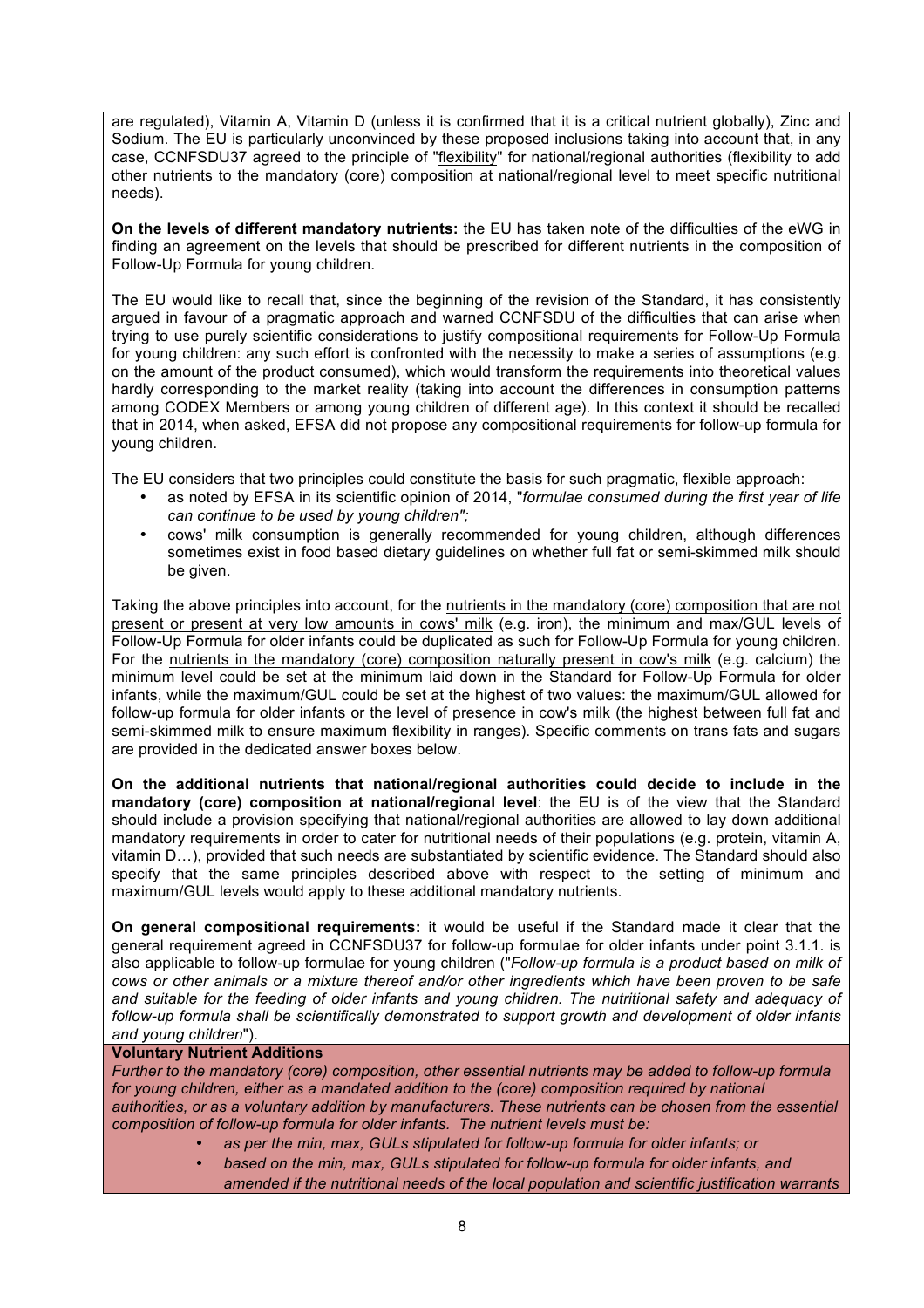are regulated), Vitamin A, Vitamin D (unless it is confirmed that it is a critical nutrient globally), Zinc and Sodium. The EU is particularly unconvinced by these proposed inclusions taking into account that, in any case, CCNFSDU37 agreed to the principle of "flexibility" for national/regional authorities (flexibility to add other nutrients to the mandatory (core) composition at national/regional level to meet specific nutritional needs).

**On the levels of different mandatory nutrients:** the EU has taken note of the difficulties of the eWG in finding an agreement on the levels that should be prescribed for different nutrients in the composition of Follow-Up Formula for young children.

The EU would like to recall that, since the beginning of the revision of the Standard, it has consistently argued in favour of a pragmatic approach and warned CCNFSDU of the difficulties that can arise when trying to use purely scientific considerations to justify compositional requirements for Follow-Up Formula for young children: any such effort is confronted with the necessity to make a series of assumptions (e.g. on the amount of the product consumed), which would transform the requirements into theoretical values hardly corresponding to the market reality (taking into account the differences in consumption patterns among CODEX Members or among young children of different age). In this context it should be recalled that in 2014, when asked, EFSA did not propose any compositional requirements for follow-up formula for young children.

The EU considers that two principles could constitute the basis for such pragmatic, flexible approach:

- as noted by EFSA in its scientific opinion of 2014, "*formulae consumed during the first year of life can continue to be used by young children";*
- cows' milk consumption is generally recommended for young children, although differences sometimes exist in food based dietary guidelines on whether full fat or semi-skimmed milk should be given.

Taking the above principles into account, for the nutrients in the mandatory (core) composition that are not present or present at very low amounts in cows' milk (e.g. iron), the minimum and max/GUL levels of Follow-Up Formula for older infants could be duplicated as such for Follow-Up Formula for young children. For the nutrients in the mandatory (core) composition naturally present in cow's milk (e.g. calcium) the minimum level could be set at the minimum laid down in the Standard for Follow-Up Formula for older infants, while the maximum/GUL could be set at the highest of two values: the maximum/GUL allowed for follow-up formula for older infants or the level of presence in cow's milk (the highest between full fat and semi-skimmed milk to ensure maximum flexibility in ranges). Specific comments on trans fats and sugars are provided in the dedicated answer boxes below.

**On the additional nutrients that national/regional authorities could decide to include in the mandatory (core) composition at national/regional level**: the EU is of the view that the Standard should include a provision specifying that national/regional authorities are allowed to lay down additional mandatory requirements in order to cater for nutritional needs of their populations (e.g. protein, vitamin A, vitamin D…), provided that such needs are substantiated by scientific evidence. The Standard should also specify that the same principles described above with respect to the setting of minimum and maximum/GUL levels would apply to these additional mandatory nutrients.

**On general compositional requirements:** it would be useful if the Standard made it clear that the general requirement agreed in CCNFSDU37 for follow-up formulae for older infants under point 3.1.1. is also applicable to follow-up formulae for young children ("*Follow-up formula is a product based on milk of cows or other animals or a mixture thereof and/or other ingredients which have been proven to be safe and suitable for the feeding of older infants and young children. The nutritional safety and adequacy of follow-up formula shall be scientifically demonstrated to support growth and development of older infants and young children*").

**Voluntary Nutrient Additions**

*Further to the mandatory (core) composition, other essential nutrients may be added to follow-up formula for young children, either as a mandated addition to the (core) composition required by national authorities, or as a voluntary addition by manufacturers. These nutrients can be chosen from the essential composition of follow-up formula for older infants. The nutrient levels must be:*

- *as per the min, max, GULs stipulated for follow-up formula for older infants; or*
- *based on the min, max, GULs stipulated for follow-up formula for older infants, and amended if the nutritional needs of the local population and scientific justification warrants*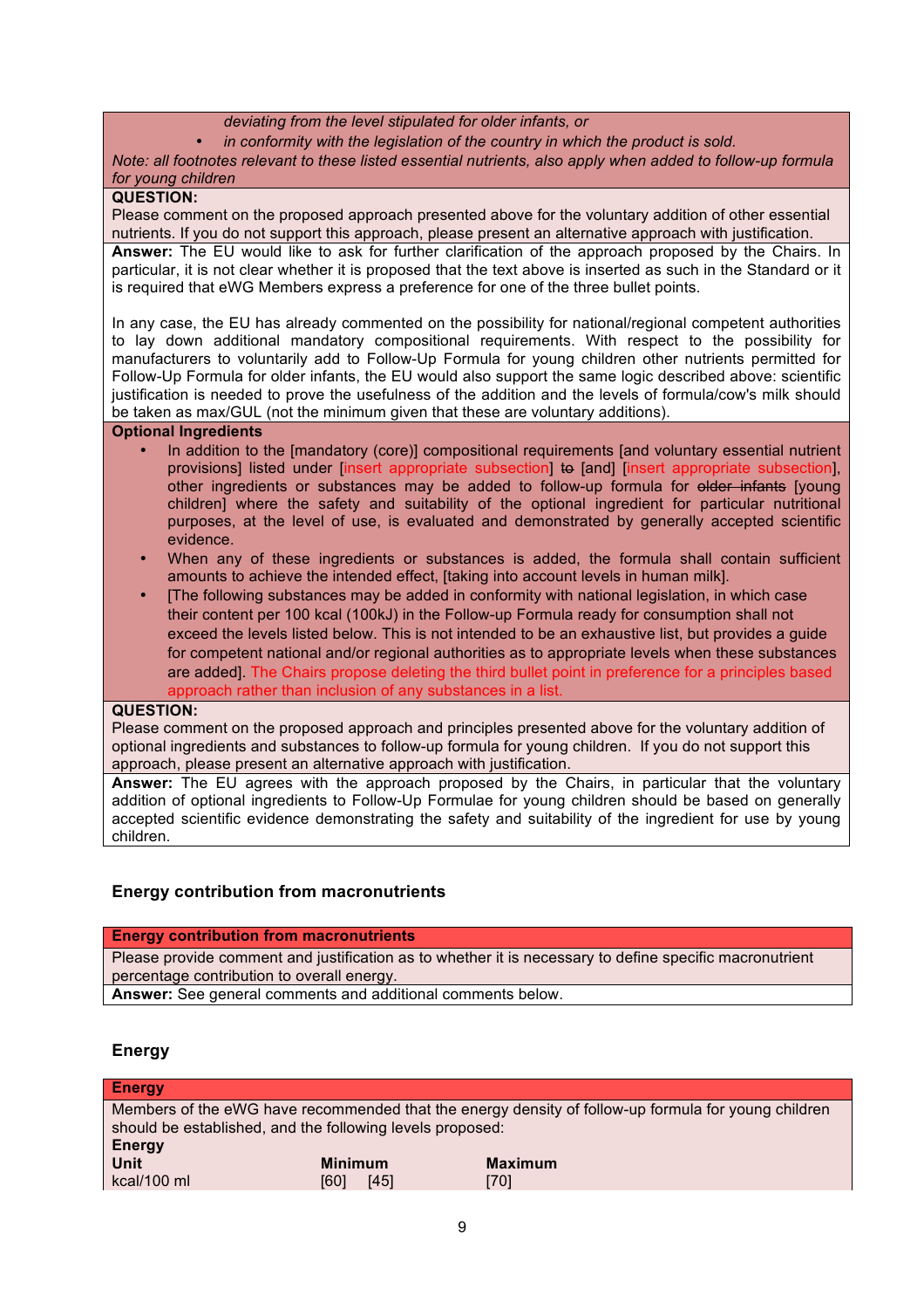*deviating from the level stipulated for older infants, or*

- *in conformity with the legislation of the country in which the product is sold.*

*Note: all footnotes relevant to these listed essential nutrients, also apply when added to follow-up formula for young children*

**QUESTION:**

Please comment on the proposed approach presented above for the voluntary addition of other essential nutrients. If you do not support this approach, please present an alternative approach with justification.

**Answer:** The EU would like to ask for further clarification of the approach proposed by the Chairs. In particular, it is not clear whether it is proposed that the text above is inserted as such in the Standard or it is required that eWG Members express a preference for one of the three bullet points.

In any case, the EU has already commented on the possibility for national/regional competent authorities to lay down additional mandatory compositional requirements. With respect to the possibility for manufacturers to voluntarily add to Follow-Up Formula for young children other nutrients permitted for Follow-Up Formula for older infants, the EU would also support the same logic described above: scientific justification is needed to prove the usefulness of the addition and the levels of formula/cow's milk should be taken as max/GUL (not the minimum given that these are voluntary additions).

**Optional Ingredients**

- In addition to the [mandatory (core)] compositional requirements [and voluntary essential nutrient provisions] listed under [insert appropriate subsection] ~~to~~ [and] [insert appropriate subsection], other ingredients or substances may be added to follow-up formula for ~~older infants~~ [young children] where the safety and suitability of the optional ingredient for particular nutritional purposes, at the level of use, is evaluated and demonstrated by generally accepted scientific evidence.
- When any of these ingredients or substances is added, the formula shall contain sufficient amounts to achieve the intended effect, [taking into account levels in human milk].
- [The following substances may be added in conformity with national legislation, in which case their content per 100 kcal (100kJ) in the Follow-up Formula ready for consumption shall not exceed the levels listed below. This is not intended to be an exhaustive list, but provides a guide for competent national and/or regional authorities as to appropriate levels when these substances are added]. The Chairs propose deleting the third bullet point in preference for a principles based approach rather than inclusion of any substances in a list.

**QUESTION:**

Please comment on the proposed approach and principles presented above for the voluntary addition of optional ingredients and substances to follow-up formula for young children. If you do not support this approach, please present an alternative approach with justification.

**Answer:** The EU agrees with the approach proposed by the Chairs, in particular that the voluntary addition of optional ingredients to Follow-Up Formulae for young children should be based on generally accepted scientific evidence demonstrating the safety and suitability of the ingredient for use by young children.

## Energy contribution from macronutrients

**Energy contribution from macronutrients**

Please provide comment and justification as to whether it is necessary to define specific macronutrient percentage contribution to overall energy.

**Answer:** See general comments and additional comments below.

## Energy

**Energy**

Members of the eWG have recommended that the energy density of follow-up formula for young children should be established, and the following levels proposed:

| Energy | | |
|---|---|---|
| **Unit** | **Minimum** | **Maximum** |
| kcal/100 ml | [60] [45] | [70] |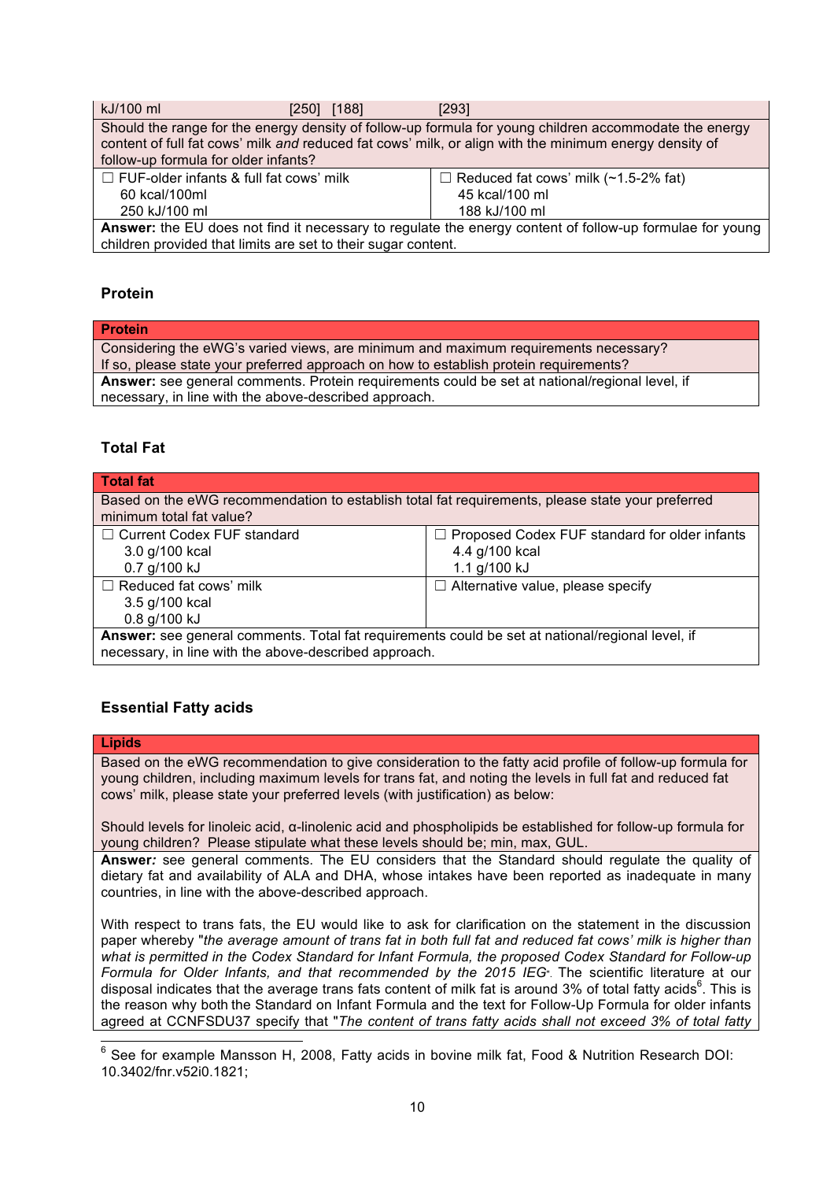| kJ/100 ml | [250] [188] | [293] |
|---|---|---|
| Should the range for the energy density of follow-up formula for young children accommodate the energy content of full fat cows' milk *and* reduced fat cows' milk, or align with the minimum energy density of follow-up formula for older infants? | | |
| ☐ FUF-older infants & full fat cows' milk<br>60 kcal/100ml<br>250 kJ/100 ml | | ☐ Reduced fat cows' milk (~1.5-2% fat)<br>45 kcal/100 ml<br>188 kJ/100 ml |
| **Answer:** the EU does not find it necessary to regulate the energy content of follow-up formulae for young children provided that limits are set to their sugar content. | | |

### Protein

| **Protein** |
|---|
| Considering the eWG's varied views, are minimum and maximum requirements necessary?<br>If so, please state your preferred approach on how to establish protein requirements? |
| **Answer:** see general comments. Protein requirements could be set at national/regional level, if necessary, in line with the above-described approach. |

### Total Fat

| **Total fat** | |
|---|---|
| Based on the eWG recommendation to establish total fat requirements, please state your preferred minimum total fat value? | |
| ☐ Current Codex FUF standard<br>3.0 g/100 kcal<br>0.7 g/100 kJ | ☐ Proposed Codex FUF standard for older infants<br>4.4 g/100 kcal<br>1.1 g/100 kJ |
| ☐ Reduced fat cows' milk<br>3.5 g/100 kcal<br>0.8 g/100 kJ | ☐ Alternative value, please specify |
| **Answer:** see general comments. Total fat requirements could be set at national/regional level, if necessary, in line with the above-described approach. | |

### Essential Fatty acids

| **Lipids** |
|---|
| Based on the eWG recommendation to give consideration to the fatty acid profile of follow-up formula for young children, including maximum levels for trans fat, and noting the levels in full fat and reduced fat cows' milk, please state your preferred levels (with justification) as below:<br><br>Should levels for linoleic acid, α-linolenic acid and phospholipids be established for follow-up formula for young children? Please stipulate what these levels should be; min, max, GUL. |
| ***Answer:*** see general comments. The EU considers that the Standard should regulate the quality of dietary fat and availability of ALA and DHA, whose intakes have been reported as inadequate in many countries, in line with the above-described approach.<br><br>With respect to trans fats, the EU would like to ask for clarification on the statement in the discussion paper whereby "*the average amount of trans fat in both full fat and reduced fat cows' milk is higher than what is permitted in the Codex Standard for Infant Formula, the proposed Codex Standard for Follow-up Formula for Older Infants, and that recommended by the 2015 IEG*". The scientific literature at our disposal indicates that the average trans fats content of milk fat is around 3% of total fatty acids[6]. This is the reason why both the Standard on Infant Formula and the text for Follow-Up Formula for older infants agreed at CCNFSDU37 specify that "*The content of trans fatty acids shall not exceed 3% of total fatty* |

[6] See for example Mansson H, 2008, Fatty acids in bovine milk fat, Food & Nutrition Research DOI: 10.3402/fnr.v52i0.1821;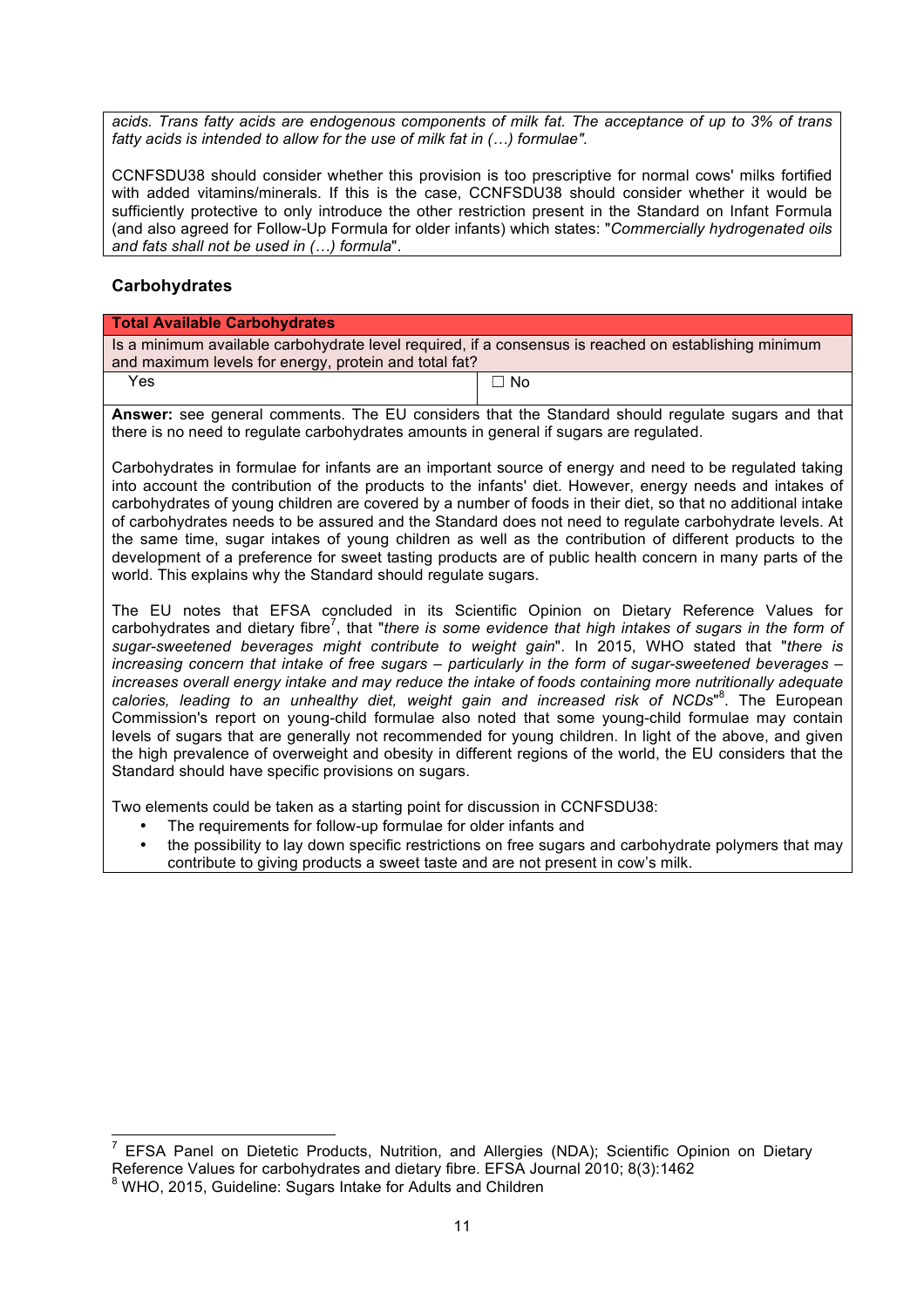acids. Trans fatty acids are endogenous components of milk fat. The acceptance of up to 3% of trans fatty acids is intended to allow for the use of milk fat in (…) formulae".*

CCNFSDU38 should consider whether this provision is too prescriptive for normal cows' milks fortified with added vitamins/minerals. If this is the case, CCNFSDU38 should consider whether it would be sufficiently protective to only introduce the other restriction present in the Standard on Infant Formula (and also agreed for Follow-Up Formula for older infants) which states: "*Commercially hydrogenated oils and fats shall not be used in (…) formula*".

### Carbohydrates

| **Total Available Carbohydrates** | |
|---|---|
| Is a minimum available carbohydrate level required, if a consensus is reached on establishing minimum and maximum levels for energy, protein and total fat? | |
| Yes | ☐ No |

**Answer:** see general comments. The EU considers that the Standard should regulate sugars and that there is no need to regulate carbohydrates amounts in general if sugars are regulated.

Carbohydrates in formulae for infants are an important source of energy and need to be regulated taking into account the contribution of the products to the infants' diet. However, energy needs and intakes of carbohydrates of young children are covered by a number of foods in their diet, so that no additional intake of carbohydrates needs to be assured and the Standard does not need to regulate carbohydrate levels. At the same time, sugar intakes of young children as well as the contribution of different products to the development of a preference for sweet tasting products are of public health concern in many parts of the world. This explains why the Standard should regulate sugars.

The EU notes that EFSA concluded in its Scientific Opinion on Dietary Reference Values for carbohydrates and dietary fibre[7], that "*there is some evidence that high intakes of sugars in the form of sugar-sweetened beverages might contribute to weight gain*". In 2015, WHO stated that "*there is increasing concern that intake of free sugars – particularly in the form of sugar-sweetened beverages – increases overall energy intake and may reduce the intake of foods containing more nutritionally adequate calories, leading to an unhealthy diet, weight gain and increased risk of NCDs*"[8]. The European Commission's report on young-child formulae also noted that some young-child formulae may contain levels of sugars that are generally not recommended for young children. In light of the above, and given the high prevalence of overweight and obesity in different regions of the world, the EU considers that the Standard should have specific provisions on sugars.

Two elements could be taken as a starting point for discussion in CCNFSDU38:

- The requirements for follow-up formulae for older infants and
- the possibility to lay down specific restrictions on free sugars and carbohydrate polymers that may contribute to giving products a sweet taste and are not present in cow's milk.

---

[7] EFSA Panel on Dietetic Products, Nutrition, and Allergies (NDA); Scientific Opinion on Dietary Reference Values for carbohydrates and dietary fibre. EFSA Journal 2010; 8(3):1462

[8] WHO, 2015, Guideline: Sugars Intake for Adults and Children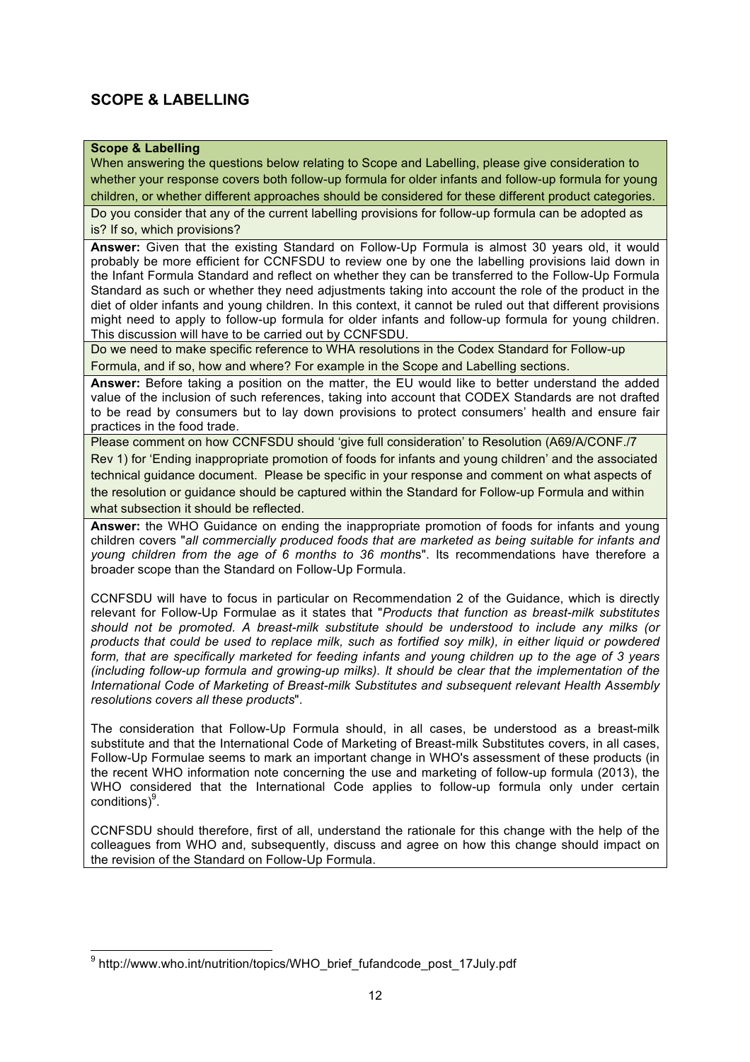## SCOPE & LABELLING

**Scope & Labelling**

When answering the questions below relating to Scope and Labelling, please give consideration to whether your response covers both follow-up formula for older infants and follow-up formula for young children, or whether different approaches should be considered for these different product categories.

Do you consider that any of the current labelling provisions for follow-up formula can be adopted as is? If so, which provisions?

**Answer:** Given that the existing Standard on Follow-Up Formula is almost 30 years old, it would probably be more efficient for CCNFSDU to review one by one the labelling provisions laid down in the Infant Formula Standard and reflect on whether they can be transferred to the Follow-Up Formula Standard as such or whether they need adjustments taking into account the role of the product in the diet of older infants and young children. In this context, it cannot be ruled out that different provisions might need to apply to follow-up formula for older infants and follow-up formula for young children. This discussion will have to be carried out by CCNFSDU.

Do we need to make specific reference to WHA resolutions in the Codex Standard for Follow-up Formula, and if so, how and where? For example in the Scope and Labelling sections.

**Answer:** Before taking a position on the matter, the EU would like to better understand the added value of the inclusion of such references, taking into account that CODEX Standards are not drafted to be read by consumers but to lay down provisions to protect consumers' health and ensure fair practices in the food trade.

Please comment on how CCNFSDU should 'give full consideration' to Resolution (A69/A/CONF./7 Rev 1) for 'Ending inappropriate promotion of foods for infants and young children' and the associated technical guidance document. Please be specific in your response and comment on what aspects of the resolution or guidance should be captured within the Standard for Follow-up Formula and within what subsection it should be reflected.

**Answer:** the WHO Guidance on ending the inappropriate promotion of foods for infants and young children covers "*all commercially produced foods that are marketed as being suitable for infants and young children from the age of 6 months to 36 months*". Its recommendations have therefore a broader scope than the Standard on Follow-Up Formula.

CCNFSDU will have to focus in particular on Recommendation 2 of the Guidance, which is directly relevant for Follow-Up Formulae as it states that "*Products that function as breast-milk substitutes should not be promoted. A breast-milk substitute should be understood to include any milks (or products that could be used to replace milk, such as fortified soy milk), in either liquid or powdered form, that are specifically marketed for feeding infants and young children up to the age of 3 years (including follow-up formula and growing-up milks). It should be clear that the implementation of the International Code of Marketing of Breast-milk Substitutes and subsequent relevant Health Assembly resolutions covers all these products*".

The consideration that Follow-Up Formula should, in all cases, be understood as a breast-milk substitute and that the International Code of Marketing of Breast-milk Substitutes covers, in all cases, Follow-Up Formulae seems to mark an important change in WHO's assessment of these products (in the recent WHO information note concerning the use and marketing of follow-up formula (2013), the WHO considered that the International Code applies to follow-up formula only under certain conditions)[9].

CCNFSDU should therefore, first of all, understand the rationale for this change with the help of the colleagues from WHO and, subsequently, discuss and agree on how this change should impact on the revision of the Standard on Follow-Up Formula.

---

[9] http://www.who.int/nutrition/topics/WHO_brief_fufandcode_post_17July.pdf